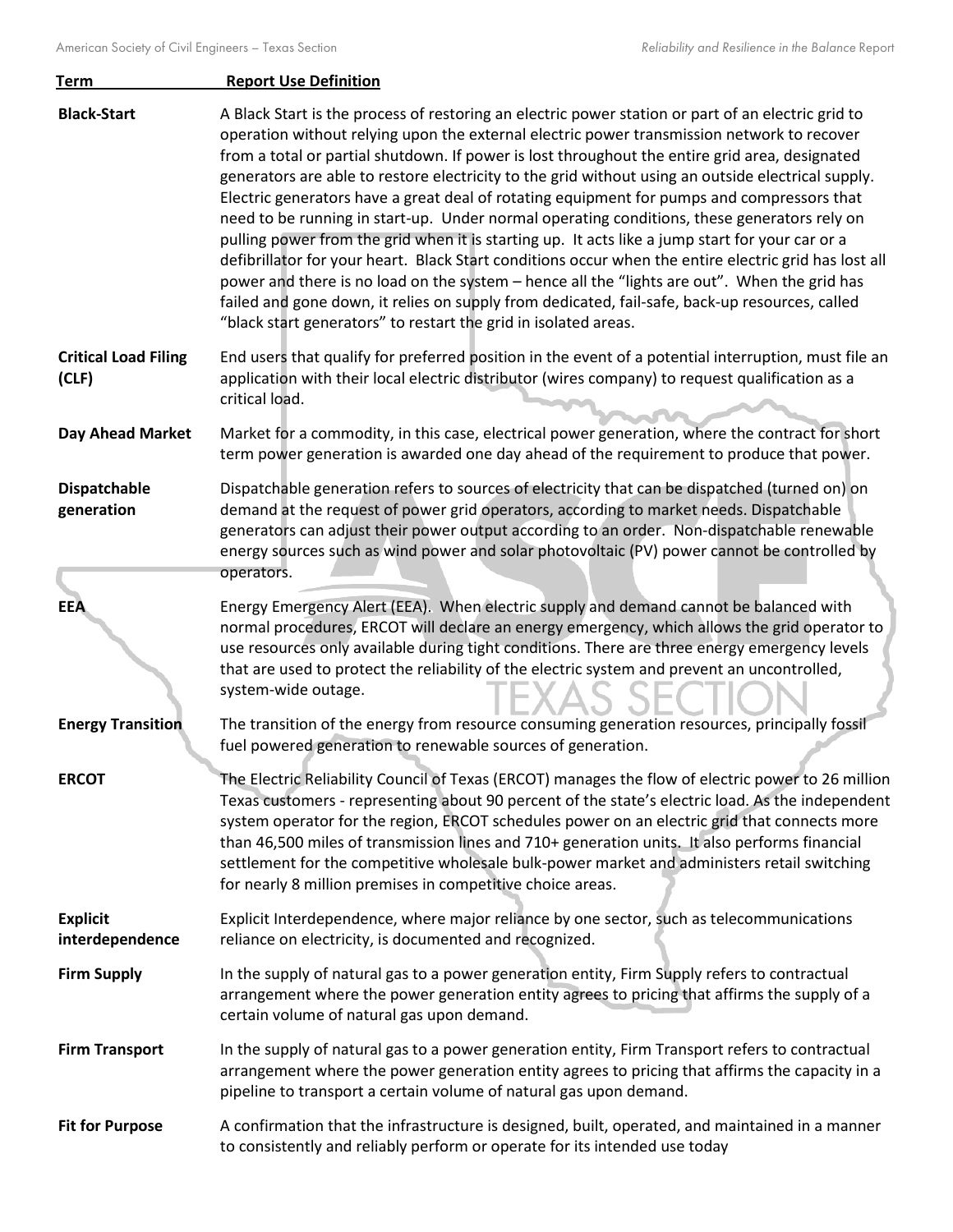| Term | Report Use Definition |
| --- | --- |
| **Black-Start** | A Black Start is the process of restoring an electric power station or part of an electric grid to operation without relying upon the external electric power transmission network to recover from a total or partial shutdown. If power is lost throughout the entire grid area, designated generators are able to restore electricity to the grid without using an outside electrical supply. Electric generators have a great deal of rotating equipment for pumps and compressors that need to be running in start-up. Under normal operating conditions, these generators rely on pulling power from the grid when it is starting up. It acts like a jump start for your car or a defibrillator for your heart. Black Start conditions occur when the entire electric grid has lost all power and there is no load on the system – hence all the "lights are out". When the grid has failed and gone down, it relies on supply from dedicated, fail-safe, back-up resources, called "black start generators" to restart the grid in isolated areas. |
| **Critical Load Filing (CLF)** | End users that qualify for preferred position in the event of a potential interruption, must file an application with their local electric distributor (wires company) to request qualification as a critical load. |
| **Day Ahead Market** | Market for a commodity, in this case, electrical power generation, where the contract for short term power generation is awarded one day ahead of the requirement to produce that power. |
| **Dispatchable generation** | Dispatchable generation refers to sources of electricity that can be dispatched (turned on) on demand at the request of power grid operators, according to market needs. Dispatchable generators can adjust their power output according to an order. Non-dispatchable renewable energy sources such as wind power and solar photovoltaic (PV) power cannot be controlled by operators. |
| **EEA** | Energy Emergency Alert (EEA). When electric supply and demand cannot be balanced with normal procedures, ERCOT will declare an energy emergency, which allows the grid operator to use resources only available during tight conditions. There are three energy emergency levels that are used to protect the reliability of the electric system and prevent an uncontrolled, system-wide outage. |
| **Energy Transition** | The transition of the energy from resource consuming generation resources, principally fossil fuel powered generation to renewable sources of generation. |
| **ERCOT** | The Electric Reliability Council of Texas (ERCOT) manages the flow of electric power to 26 million Texas customers - representing about 90 percent of the state's electric load. As the independent system operator for the region, ERCOT schedules power on an electric grid that connects more than 46,500 miles of transmission lines and 710+ generation units. It also performs financial settlement for the competitive wholesale bulk-power market and administers retail switching for nearly 8 million premises in competitive choice areas. |
| **Explicit interdependence** | Explicit Interdependence, where major reliance by one sector, such as telecommunications reliance on electricity, is documented and recognized. |
| **Firm Supply** | In the supply of natural gas to a power generation entity, Firm Supply refers to contractual arrangement where the power generation entity agrees to pricing that affirms the supply of a certain volume of natural gas upon demand. |
| **Firm Transport** | In the supply of natural gas to a power generation entity, Firm Transport refers to contractual arrangement where the power generation entity agrees to pricing that affirms the capacity in a pipeline to transport a certain volume of natural gas upon demand. |
| **Fit for Purpose** | A confirmation that the infrastructure is designed, built, operated, and maintained in a manner to consistently and reliably perform or operate for its intended use today |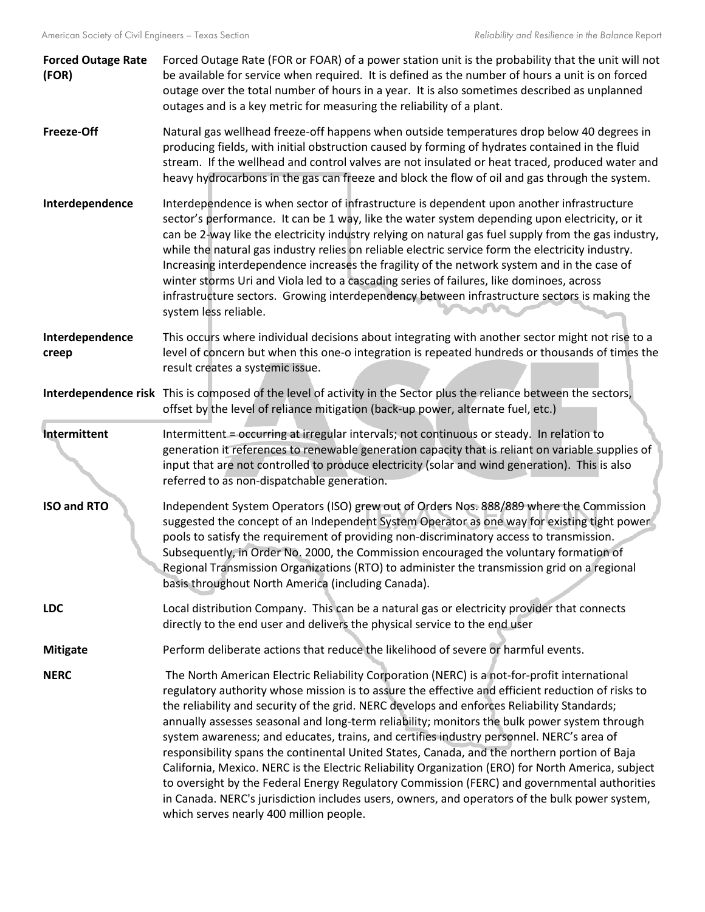**Forced Outage Rate (FOR)** Forced Outage Rate (FOR or FOAR) of a power station unit is the probability that the unit will not be available for service when required. It is defined as the number of hours a unit is on forced outage over the total number of hours in a year. It is also sometimes described as unplanned outages and is a key metric for measuring the reliability of a plant.

**Freeze-Off** Natural gas wellhead freeze-off happens when outside temperatures drop below 40 degrees in producing fields, with initial obstruction caused by forming of hydrates contained in the fluid stream. If the wellhead and control valves are not insulated or heat traced, produced water and heavy hydrocarbons in the gas can freeze and block the flow of oil and gas through the system.

**Interdependence** Interdependence is when sector of infrastructure is dependent upon another infrastructure sector's performance. It can be 1 way, like the water system depending upon electricity, or it can be 2-way like the electricity industry relying on natural gas fuel supply from the gas industry, while the natural gas industry relies on reliable electric service form the electricity industry. Increasing interdependence increases the fragility of the network system and in the case of winter storms Uri and Viola led to a cascading series of failures, like dominoes, across infrastructure sectors. Growing interdependency between infrastructure sectors is making the system less reliable.

**Interdependence creep** This occurs where individual decisions about integrating with another sector might not rise to a level of concern but when this one-o integration is repeated hundreds or thousands of times the result creates a systemic issue.

**Interdependence risk** This is composed of the level of activity in the Sector plus the reliance between the sectors, offset by the level of reliance mitigation (back-up power, alternate fuel, etc.)

**Intermittent** Intermittent = occurring at irregular intervals; not continuous or steady. In relation to generation it references to renewable generation capacity that is reliant on variable supplies of input that are not controlled to produce electricity (solar and wind generation). This is also referred to as non-dispatchable generation.

**ISO and RTO** Independent System Operators (ISO) grew out of Orders Nos. 888/889 where the Commission suggested the concept of an Independent System Operator as one way for existing tight power pools to satisfy the requirement of providing non-discriminatory access to transmission. Subsequently, in Order No. 2000, the Commission encouraged the voluntary formation of Regional Transmission Organizations (RTO) to administer the transmission grid on a regional basis throughout North America (including Canada).

**LDC** Local distribution Company. This can be a natural gas or electricity provider that connects directly to the end user and delivers the physical service to the end user

**Mitigate** Perform deliberate actions that reduce the likelihood of severe or harmful events.

**NERC** The North American Electric Reliability Corporation (NERC) is a not-for-profit international regulatory authority whose mission is to assure the effective and efficient reduction of risks to the reliability and security of the grid. NERC develops and enforces Reliability Standards; annually assesses seasonal and long-term reliability; monitors the bulk power system through system awareness; and educates, trains, and certifies industry personnel. NERC's area of responsibility spans the continental United States, Canada, and the northern portion of Baja California, Mexico. NERC is the Electric Reliability Organization (ERO) for North America, subject to oversight by the Federal Energy Regulatory Commission (FERC) and governmental authorities in Canada. NERC's jurisdiction includes users, owners, and operators of the bulk power system, which serves nearly 400 million people.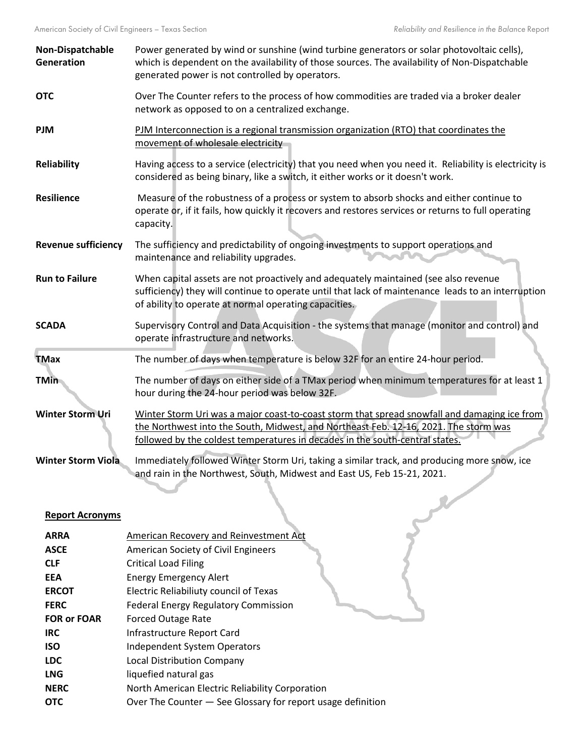| | |
|---|---|
| **Non-Dispatchable Generation** | Power generated by wind or sunshine (wind turbine generators or solar photovoltaic cells), which is dependent on the availability of those sources. The availability of Non-Dispatchable generated power is not controlled by operators. |
| **OTC** | Over The Counter refers to the process of how commodities are traded via a broker dealer network as opposed to on a centralized exchange. |
| **PJM** | PJM Interconnection is a regional transmission organization (RTO) that coordinates the movement of wholesale electricity |
| **Reliability** | Having access to a service (electricity) that you need when you need it. Reliability is electricity is considered as being binary, like a switch, it either works or it doesn't work. |
| **Resilience** | Measure of the robustness of a process or system to absorb shocks and either continue to operate or, if it fails, how quickly it recovers and restores services or returns to full operating capacity. |
| **Revenue sufficiency** | The sufficiency and predictability of ongoing investments to support operations and maintenance and reliability upgrades. |
| **Run to Failure** | When capital assets are not proactively and adequately maintained (see also revenue sufficiency) they will continue to operate until that lack of maintenance leads to an interruption of ability to operate at normal operating capacities. |
| **SCADA** | Supervisory Control and Data Acquisition - the systems that manage (monitor and control) and operate infrastructure and networks. |
| **TMax** | The number of days when temperature is below 32F for an entire 24-hour period. |
| **TMin** | The number of days on either side of a TMax period when minimum temperatures for at least 1 hour during the 24-hour period was below 32F. |
| **Winter Storm Uri** | Winter Storm Uri was a major coast-to-coast storm that spread snowfall and damaging ice from the Northwest into the South, Midwest, and Northeast Feb. 12-16, 2021. The storm was followed by the coldest temperatures in decades in the south-central states. |
| **Winter Storm Viola** | Immediately followed Winter Storm Uri, taking a similar track, and producing more snow, ice and rain in the Northwest, South, Midwest and East US, Feb 15-21, 2021. |

## Report Acronyms

| | |
|---|---|
| **ARRA** | American Recovery and Reinvestment Act |
| **ASCE** | American Society of Civil Engineers |
| **CLF** | Critical Load Filing |
| **EEA** | Energy Emergency Alert |
| **ERCOT** | Electric Reliabiliuty council of Texas |
| **FERC** | Federal Energy Regulatory Commission |
| **FOR or FOAR** | Forced Outage Rate |
| **IRC** | Infrastructure Report Card |
| **ISO** | Independent System Operators |
| **LDC** | Local Distribution Company |
| **LNG** | liquefied natural gas |
| **NERC** | North American Electric Reliability Corporation |
| **OTC** | Over The Counter — See Glossary for report usage definition |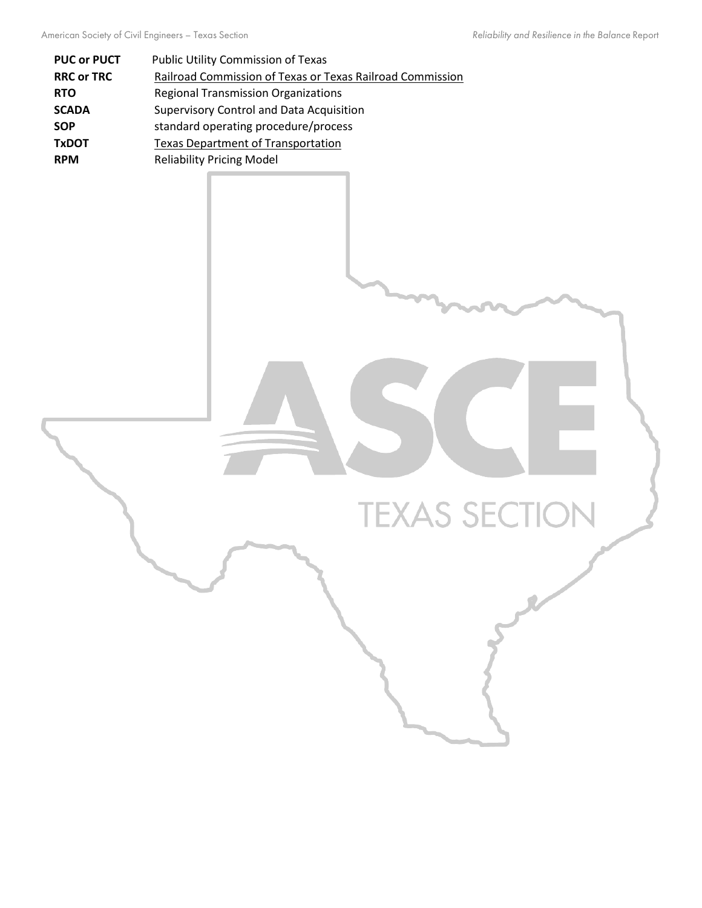| | |
|---|---|
| **PUC or PUCT** | Public Utility Commission of Texas |
| **RRC or TRC** | Railroad Commission of Texas or Texas Railroad Commission |
| **RTO** | Regional Transmission Organizations |
| **SCADA** | Supervisory Control and Data Acquisition |
| **SOP** | standard operating procedure/process |
| **TxDOT** | Texas Department of Transportation |
| **RPM** | Reliability Pricing Model |